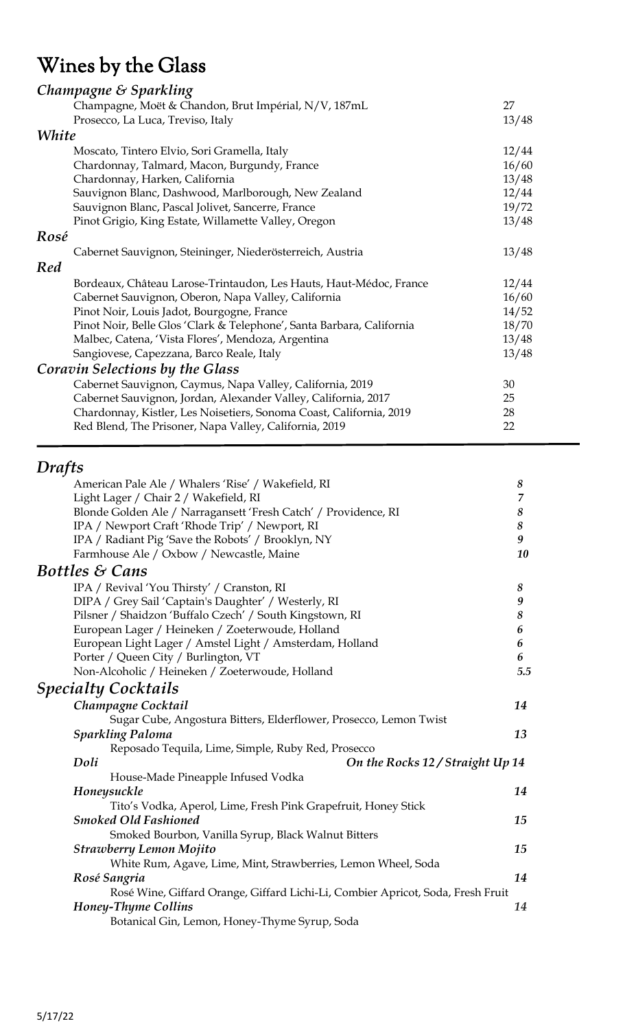# Wines by the Glass

## *Champagne & Sparkling*

| | |
|---|---|
| Champagne, Moët & Chandon, Brut Impérial, N/V, 187mL | 27 |
| Prosecco, La Luca, Treviso, Italy | 13/48 |

## *White*

| | |
|---|---|
| Moscato, Tintero Elvio, Sori Gramella, Italy | 12/44 |
| Chardonnay, Talmard, Macon, Burgundy, France | 16/60 |
| Chardonnay, Harken, California | 13/48 |
| Sauvignon Blanc, Dashwood, Marlborough, New Zealand | 12/44 |
| Sauvignon Blanc, Pascal Jolivet, Sancerre, France | 19/72 |
| Pinot Grigio, King Estate, Willamette Valley, Oregon | 13/48 |

## *Rosé*

| | |
|---|---|
| Cabernet Sauvignon, Steininger, Niederösterreich, Austria | 13/48 |

## *Red*

| | |
|---|---|
| Bordeaux, Château Larose-Trintaudon, Les Hauts, Haut-Médoc, France | 12/44 |
| Cabernet Sauvignon, Oberon, Napa Valley, California | 16/60 |
| Pinot Noir, Louis Jadot, Bourgogne, France | 14/52 |
| Pinot Noir, Belle Glos 'Clark & Telephone', Santa Barbara, California | 18/70 |
| Malbec, Catena, 'Vista Flores', Mendoza, Argentina | 13/48 |
| Sangiovese, Capezzana, Barco Reale, Italy | 13/48 |

## *Coravin Selections by the Glass*

| | |
|---|---|
| Cabernet Sauvignon, Caymus, Napa Valley, California, 2019 | 30 |
| Cabernet Sauvignon, Jordan, Alexander Valley, California, 2017 | 25 |
| Chardonnay, Kistler, Les Noisetiers, Sonoma Coast, California, 2019 | 28 |
| Red Blend, The Prisoner, Napa Valley, California, 2019 | 22 |

---

## *Drafts*

| | |
|---|---|
| American Pale Ale / Whalers 'Rise' / Wakefield, RI | *8* |
| Light Lager / Chair 2 / Wakefield, RI | *7* |
| Blonde Golden Ale / Narragansett 'Fresh Catch' / Providence, RI | *8* |
| IPA / Newport Craft 'Rhode Trip' / Newport, RI | *8* |
| IPA / Radiant Pig 'Save the Robots' / Brooklyn, NY | *9* |
| Farmhouse Ale / Oxbow / Newcastle, Maine | *10* |

## *Bottles & Cans*

| | |
|---|---|
| IPA / Revival 'You Thirsty' / Cranston, RI | *8* |
| DIPA / Grey Sail 'Captain's Daughter' / Westerly, RI | *9* |
| Pilsner / Shaidzon 'Buffalo Czech' / South Kingstown, RI | *8* |
| European Lager / Heineken / Zoeterwoude, Holland | *6* |
| European Light Lager / Amstel Light / Amsterdam, Holland | *6* |
| Porter / Queen City / Burlington, VT | *6* |
| Non-Alcoholic / Heineken / Zoeterwoude, Holland | *5.5* |

## *Specialty Cocktails*

***Champagne Cocktail*** — *14*
Sugar Cube, Angostura Bitters, Elderflower, Prosecco, Lemon Twist

***Sparkling Paloma*** — *13*
Reposado Tequila, Lime, Simple, Ruby Red, Prosecco

***Doli*** — *On the Rocks 12 / Straight Up 14*
House-Made Pineapple Infused Vodka

***Honeysuckle*** — *14*
Tito's Vodka, Aperol, Lime, Fresh Pink Grapefruit, Honey Stick

***Smoked Old Fashioned*** — *15*
Smoked Bourbon, Vanilla Syrup, Black Walnut Bitters

***Strawberry Lemon Mojito*** — *15*
White Rum, Agave, Lime, Mint, Strawberries, Lemon Wheel, Soda

***Rosé Sangria*** — *14*
Rosé Wine, Giffard Orange, Giffard Lichi-Li, Combier Apricot, Soda, Fresh Fruit

***Honey-Thyme Collins*** — *14*
Botanical Gin, Lemon, Honey-Thyme Syrup, Soda

5/17/22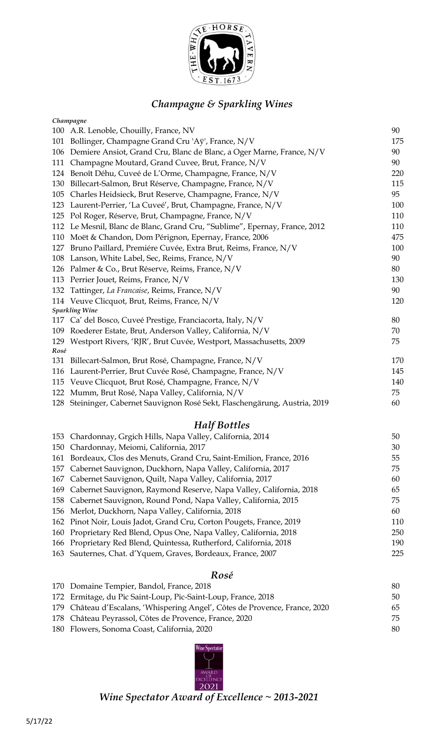## *Champagne & Sparkling Wines*

*Champagne*

| | | |
|---|---|---|
| 100 | A.R. Lenoble, Chouilly, France, NV | 90 |
| 101 | Bollinger, Champagne Grand Cru 'Aÿ', France, N/V | 175 |
| 106 | Demiere Ansiot, Grand Cru, Blanc de Blanc, a Oger Marne, France, N/V | 90 |
| 111 | Champagne Moutard, Grand Cuvee, Brut, France, N/V | 90 |
| 124 | Benoît Déhu, Cuveé de L'Orme, Champagne, France, N/V | 220 |
| 130 | Billecart-Salmon, Brut Réserve, Champagne, France, N/V | 115 |
| 105 | Charles Heidsieck, Brut Reserve, Champagne, France, N/V | 95 |
| 123 | Laurent-Perrier, 'La Cuveé', Brut, Champagne, France, N/V | 100 |
| 125 | Pol Roger, Réserve, Brut, Champagne, France, N/V | 110 |
| 112 | Le Mesnil, Blanc de Blanc, Grand Cru, "Sublime", Epernay, France, 2012 | 110 |
| 110 | Moët & Chandon, Dom Pérignon, Epernay, France, 2006 | 475 |
| 127 | Bruno Paillard, Premiére Cuvée, Extra Brut, Reims, France, N/V | 100 |
| 108 | Lanson, White Label, Sec, Reims, France, N/V | 90 |
| 126 | Palmer & Co., Brut Réserve, Reims, France, N/V | 80 |
| 113 | Perrier Jouet, Reims, France, N/V | 130 |
| 132 | Tattinger, *La Francaise*, Reims, France, N/V | 90 |
| 114 | Veuve Clicquot, Brut, Reims, France, N/V | 120 |

*Sparkling Wine*

| | | |
|---|---|---|
| 117 | Ca' del Bosco, Cuveé Prestige, Franciacorta, Italy, N/V | 80 |
| 109 | Roederer Estate, Brut, Anderson Valley, California, N/V | 70 |
| 129 | Westport Rivers, 'RJR', Brut Cuvée, Westport, Massachusetts, 2009 | 75 |

*Rosé*

| | | |
|---|---|---|
| 131 | Billecart-Salmon, Brut Rosé, Champagne, France, N/V | 170 |
| 116 | Laurent-Perrier, Brut Cuvée Rosé, Champagne, France, N/V | 145 |
| 115 | Veuve Clicquot, Brut Rosé, Champagne, France, N/V | 140 |
| 122 | Mumm, Brut Rosé, Napa Valley, California, N/V | 75 |
| 128 | Steininger, Cabernet Sauvignon Rosé Sekt, Flaschengärung, Austria, 2019 | 60 |

## *Half Bottles*

| | | |
|---|---|---|
| 153 | Chardonnay, Grgich Hills, Napa Valley, California, 2014 | 50 |
| 150 | Chardonnay, Meiomi, California, 2017 | 30 |
| 161 | Bordeaux, Clos des Menuts, Grand Cru, Saint-Emilion, France, 2016 | 55 |
| 157 | Cabernet Sauvignon, Duckhorn, Napa Valley, California, 2017 | 75 |
| 167 | Cabernet Sauvignon, Quilt, Napa Valley, California, 2017 | 60 |
| 169 | Cabernet Sauvignon, Raymond Reserve, Napa Valley, California, 2018 | 65 |
| 158 | Cabernet Sauvignon, Round Pond, Napa Valley, California, 2015 | 75 |
| 156 | Merlot, Duckhorn, Napa Valley, California, 2018 | 60 |
| 162 | Pinot Noir, Louis Jadot, Grand Cru, Corton Pougets, France, 2019 | 110 |
| 160 | Proprietary Red Blend, Opus One, Napa Valley, California, 2018 | 250 |
| 166 | Proprietary Red Blend, Quintessa, Rutherford, California, 2018 | 190 |
| 163 | Sauternes, Chat. d'Yquem, Graves, Bordeaux, France, 2007 | 225 |

## *Rosé*

| | | |
|---|---|---|
| 170 | Domaine Tempier, Bandol, France, 2018 | 80 |
| 172 | Ermitage, du Pic Saint-Loup, Pic-Saint-Loup, France, 2018 | 50 |
| 179 | Château d'Escalans, 'Whispering Angel', Côtes de Provence, France, 2020 | 65 |
| 178 | Château Peyrassol, Côtes de Provence, France, 2020 | 75 |
| 180 | Flowers, Sonoma Coast, California, 2020 | 80 |

***Wine Spectator Award of Excellence ~ 2013-2021***

5/17/22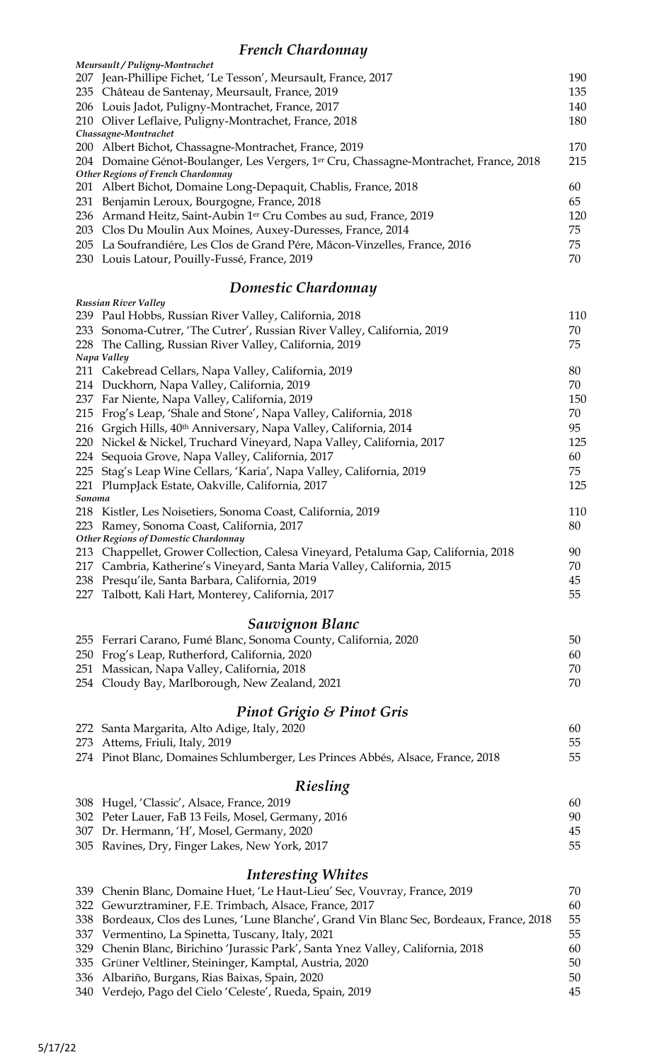## *French Chardonnay*

| | | |
|---|---|---|
| ***Meursault / Puligny-Montrachet*** | | |
| 207 | Jean-Phillipe Fichet, 'Le Tesson', Meursault, France, 2017 | 190 |
| 235 | Château de Santenay, Meursault, France, 2019 | 135 |
| 206 | Louis Jadot, Puligny-Montrachet, France, 2017 | 140 |
| 210 | Oliver Leflaive, Puligny-Montrachet, France, 2018 | 180 |
| ***Chassagne-Montrachet*** | | |
| 200 | Albert Bichot, Chassagne-Montrachet, France, 2019 | 170 |
| 204 | Domaine Génot-Boulanger, Les Vergers, 1er Cru, Chassagne-Montrachet, France, 2018 | 215 |
| ***Other Regions of French Chardonnay*** | | |
| 201 | Albert Bichot, Domaine Long-Depaquit, Chablis, France, 2018 | 60 |
| 231 | Benjamin Leroux, Bourgogne, France, 2018 | 65 |
| 236 | Armand Heitz, Saint-Aubin 1er Cru Combes au sud, France, 2019 | 120 |
| 203 | Clos Du Moulin Aux Moines, Auxey-Duresses, France, 2014 | 75 |
| 205 | La Soufrandiére, Les Clos de Grand Pére, Mâcon-Vinzelles, France, 2016 | 75 |
| 230 | Louis Latour, Pouilly-Fussé, France, 2019 | 70 |

## *Domestic Chardonnay*

| | | |
|---|---|---|
| ***Russian River Valley*** | | |
| 239 | Paul Hobbs, Russian River Valley, California, 2018 | 110 |
| 233 | Sonoma-Cutrer, 'The Cutrer', Russian River Valley, California, 2019 | 70 |
| 228 | The Calling, Russian River Valley, California, 2019 | 75 |
| ***Napa Valley*** | | |
| 211 | Cakebread Cellars, Napa Valley, California, 2019 | 80 |
| 214 | Duckhorn, Napa Valley, California, 2019 | 70 |
| 237 | Far Niente, Napa Valley, California, 2019 | 150 |
| 215 | Frog's Leap, 'Shale and Stone', Napa Valley, California, 2018 | 70 |
| 216 | Grgich Hills, 40th Anniversary, Napa Valley, California, 2014 | 95 |
| 220 | Nickel & Nickel, Truchard Vineyard, Napa Valley, California, 2017 | 125 |
| 224 | Sequoia Grove, Napa Valley, California, 2017 | 60 |
| 225 | Stag's Leap Wine Cellars, 'Karia', Napa Valley, California, 2019 | 75 |
| 221 | PlumpJack Estate, Oakville, California, 2017 | 125 |
| ***Sonoma*** | | |
| 218 | Kistler, Les Noisetiers, Sonoma Coast, California, 2019 | 110 |
| 223 | Ramey, Sonoma Coast, California, 2017 | 80 |
| ***Other Regions of Domestic Chardonnay*** | | |
| 213 | Chappellet, Grower Collection, Calesa Vineyard, Petaluma Gap, California, 2018 | 90 |
| 217 | Cambria, Katherine's Vineyard, Santa Maria Valley, California, 2015 | 70 |
| 238 | Presqu'ile, Santa Barbara, California, 2019 | 45 |
| 227 | Talbott, Kali Hart, Monterey, California, 2017 | 55 |

## *Sauvignon Blanc*

| | | |
|---|---|---|
| 255 | Ferrari Carano, Fumé Blanc, Sonoma County, California, 2020 | 50 |
| 250 | Frog's Leap, Rutherford, California, 2020 | 60 |
| 251 | Massican, Napa Valley, California, 2018 | 70 |
| 254 | Cloudy Bay, Marlborough, New Zealand, 2021 | 70 |

## *Pinot Grigio & Pinot Gris*

| | | |
|---|---|---|
| 272 | Santa Margarita, Alto Adige, Italy, 2020 | 60 |
| 273 | Attems, Friuli, Italy, 2019 | 55 |
| 274 | Pinot Blanc, Domaines Schlumberger, Les Princes Abbés, Alsace, France, 2018 | 55 |

## *Riesling*

| | | |
|---|---|---|
| 308 | Hugel, 'Classic', Alsace, France, 2019 | 60 |
| 302 | Peter Lauer, FaB 13 Feils, Mosel, Germany, 2016 | 90 |
| 307 | Dr. Hermann, 'H', Mosel, Germany, 2020 | 45 |
| 305 | Ravines, Dry, Finger Lakes, New York, 2017 | 55 |

## *Interesting Whites*

| | | |
|---|---|---|
| 339 | Chenin Blanc, Domaine Huet, 'Le Haut-Lieu' Sec, Vouvray, France, 2019 | 70 |
| 322 | Gewurztraminer, F.E. Trimbach, Alsace, France, 2017 | 60 |
| 338 | Bordeaux, Clos des Lunes, 'Lune Blanche', Grand Vin Blanc Sec, Bordeaux, France, 2018 | 55 |
| 337 | Vermentino, La Spinetta, Tuscany, Italy, 2021 | 55 |
| 329 | Chenin Blanc, Birichino 'Jurassic Park', Santa Ynez Valley, California, 2018 | 60 |
| 335 | Grüner Veltliner, Steininger, Kamptal, Austria, 2020 | 50 |
| 336 | Albariño, Burgans, Rias Baixas, Spain, 2020 | 50 |
| 340 | Verdejo, Pago del Cielo 'Celeste', Rueda, Spain, 2019 | 45 |

5/17/22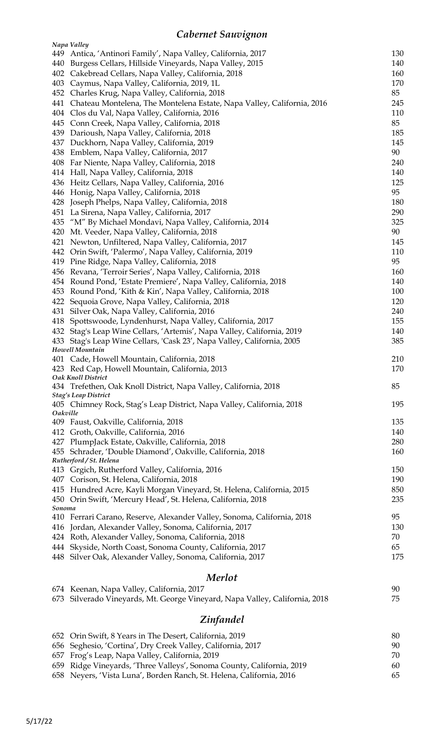## *Cabernet Sauvignon*

***Napa Valley***

| | | |
|---|---|---|
| 449 | Antica, 'Antinori Family', Napa Valley, California, 2017 | 130 |
| 440 | Burgess Cellars, Hillside Vineyards, Napa Valley, 2015 | 140 |
| 402 | Cakebread Cellars, Napa Valley, California, 2018 | 160 |
| 403 | Caymus, Napa Valley, California, 2019, 1L | 170 |
| 452 | Charles Krug, Napa Valley, California, 2018 | 85 |
| 441 | Chateau Montelena, The Montelena Estate, Napa Valley, California, 2016 | 245 |
| 404 | Clos du Val, Napa Valley, California, 2016 | 110 |
| 445 | Conn Creek, Napa Valley, California, 2018 | 85 |
| 439 | Darioush, Napa Valley, California, 2018 | 185 |
| 437 | Duckhorn, Napa Valley, California, 2019 | 145 |
| 438 | Emblem, Napa Valley, California, 2017 | 90 |
| 408 | Far Niente, Napa Valley, California, 2018 | 240 |
| 414 | Hall, Napa Valley, California, 2018 | 140 |
| 436 | Heitz Cellars, Napa Valley, California, 2016 | 125 |
| 446 | Honig, Napa Valley, California, 2018 | 95 |
| 428 | Joseph Phelps, Napa Valley, California, 2018 | 180 |
| 451 | La Sirena, Napa Valley, California, 2017 | 290 |
| 435 | "M" By Michael Mondavi, Napa Valley, California, 2014 | 325 |
| 420 | Mt. Veeder, Napa Valley, California, 2018 | 90 |
| 421 | Newton, Unfiltered, Napa Valley, California, 2017 | 145 |
| 442 | Orin Swift, 'Palermo', Napa Valley, California, 2019 | 110 |
| 419 | Pine Ridge, Napa Valley, California, 2018 | 95 |
| 456 | Revana, 'Terroir Series', Napa Valley, California, 2018 | 160 |
| 454 | Round Pond, 'Estate Premiere', Napa Valley, California, 2018 | 140 |
| 453 | Round Pond, 'Kith & Kin', Napa Valley, California, 2018 | 100 |
| 422 | Sequoia Grove, Napa Valley, California, 2018 | 120 |
| 431 | Silver Oak, Napa Valley, California, 2016 | 240 |
| 418 | Spottswoode, Lyndenhurst, Napa Valley, California, 2017 | 155 |
| 432 | Stag's Leap Wine Cellars, 'Artemis', Napa Valley, California, 2019 | 140 |
| 433 | Stag's Leap Wine Cellars, 'Cask 23', Napa Valley, California, 2005 | 385 |

***Howell Mountain***

| | | |
|---|---|---|
| 401 | Cade, Howell Mountain, California, 2018 | 210 |
| 423 | Red Cap, Howell Mountain, California, 2013 | 170 |

***Oak Knoll District***

| | | |
|---|---|---|
| 434 | Trefethen, Oak Knoll District, Napa Valley, California, 2018 | 85 |

***Stag's Leap District***

| | | |
|---|---|---|
| 405 | Chimney Rock, Stag's Leap District, Napa Valley, California, 2018 | 195 |

***Oakville***

| | | |
|---|---|---|
| 409 | Faust, Oakville, California, 2018 | 135 |
| 412 | Groth, Oakville, California, 2016 | 140 |
| 427 | PlumpJack Estate, Oakville, California, 2018 | 280 |
| 455 | Schrader, 'Double Diamond', Oakville, California, 2018 | 160 |

***Rutherford / St. Helena***

| | | |
|---|---|---|
| 413 | Grgich, Rutherford Valley, California, 2016 | 150 |
| 407 | Corison, St. Helena, California, 2018 | 190 |
| 415 | Hundred Acre, Kayli Morgan Vineyard, St. Helena, California, 2015 | 850 |
| 450 | Orin Swift, 'Mercury Head', St. Helena, California, 2018 | 235 |

***Sonoma***

| | | |
|---|---|---|
| 410 | Ferrari Carano, Reserve, Alexander Valley, Sonoma, California, 2018 | 95 |
| 416 | Jordan, Alexander Valley, Sonoma, California, 2017 | 130 |
| 424 | Roth, Alexander Valley, Sonoma, California, 2018 | 70 |
| 444 | Skyside, North Coast, Sonoma County, California, 2017 | 65 |
| 448 | Silver Oak, Alexander Valley, Sonoma, California, 2017 | 175 |

## *Merlot*

| | | |
|---|---|---|
| 674 | Keenan, Napa Valley, California, 2017 | 90 |
| 673 | Silverado Vineyards, Mt. George Vineyard, Napa Valley, California, 2018 | 75 |

## *Zinfandel*

| | | |
|---|---|---|
| 652 | Orin Swift, 8 Years in The Desert, California, 2019 | 80 |
| 656 | Seghesio, 'Cortina', Dry Creek Valley, California, 2017 | 90 |
| 657 | Frog's Leap, Napa Valley, California, 2019 | 70 |
| 659 | Ridge Vineyards, 'Three Valleys', Sonoma County, California, 2019 | 60 |
| 658 | Neyers, 'Vista Luna', Borden Ranch, St. Helena, California, 2016 | 65 |

5/17/22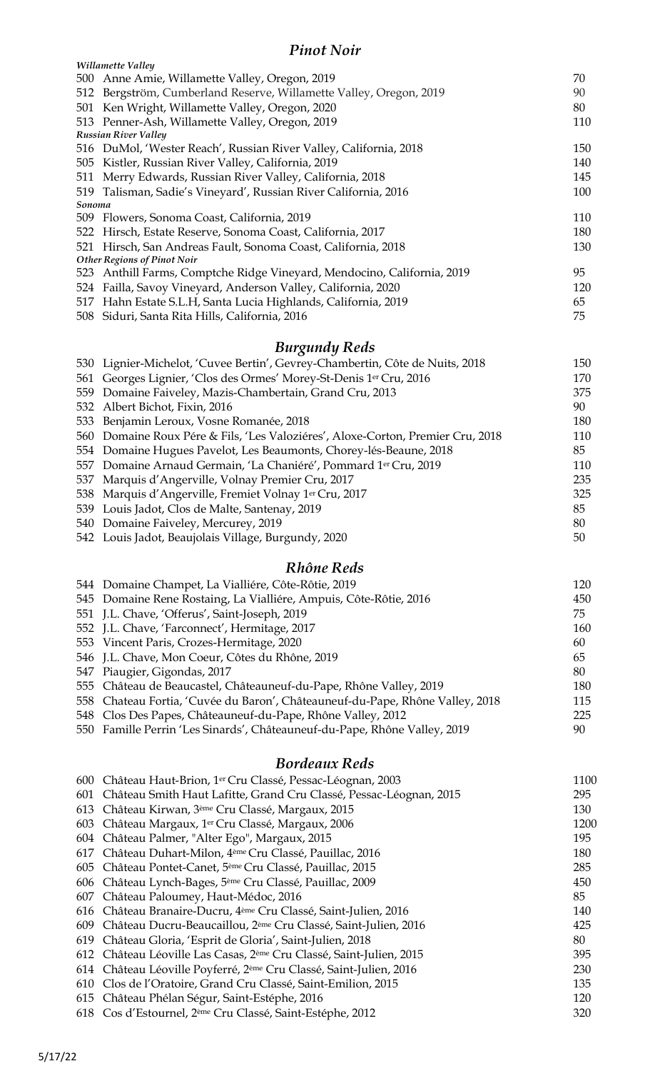## *Pinot Noir*

| | | |
|---|---|---|
| ***Willamette Valley*** | | |
| 500 | Anne Amie, Willamette Valley, Oregon, 2019 | 70 |
| 512 | Bergström, Cumberland Reserve, Willamette Valley, Oregon, 2019 | 90 |
| 501 | Ken Wright, Willamette Valley, Oregon, 2020 | 80 |
| 513 | Penner-Ash, Willamette Valley, Oregon, 2019 | 110 |
| ***Russian River Valley*** | | |
| 516 | DuMol, 'Wester Reach', Russian River Valley, California, 2018 | 150 |
| 505 | Kistler, Russian River Valley, California, 2019 | 140 |
| 511 | Merry Edwards, Russian River Valley, California, 2018 | 145 |
| 519 | Talisman, Sadie's Vineyard', Russian River California, 2016 | 100 |
| ***Sonoma*** | | |
| 509 | Flowers, Sonoma Coast, California, 2019 | 110 |
| 522 | Hirsch, Estate Reserve, Sonoma Coast, California, 2017 | 180 |
| 521 | Hirsch, San Andreas Fault, Sonoma Coast, California, 2018 | 130 |
| ***Other Regions of Pinot Noir*** | | |
| 523 | Anthill Farms, Comptche Ridge Vineyard, Mendocino, California, 2019 | 95 |
| 524 | Failla, Savoy Vineyard, Anderson Valley, California, 2020 | 120 |
| 517 | Hahn Estate S.L.H, Santa Lucia Highlands, California, 2019 | 65 |
| 508 | Siduri, Santa Rita Hills, California, 2016 | 75 |

## *Burgundy Reds*

| | | |
|---|---|---|
| 530 | Lignier-Michelot, 'Cuvee Bertin', Gevrey-Chambertin, Côte de Nuits, 2018 | 150 |
| 561 | Georges Lignier, 'Clos des Ormes' Morey-St-Denis 1er Cru, 2016 | 170 |
| 559 | Domaine Faiveley, Mazis-Chambertain, Grand Cru, 2013 | 375 |
| 532 | Albert Bichot, Fixin, 2016 | 90 |
| 533 | Benjamin Leroux, Vosne Romanée, 2018 | 180 |
| 560 | Domaine Roux Pére & Fils, 'Les Valoziéres', Aloxe-Corton, Premier Cru, 2018 | 110 |
| 554 | Domaine Hugues Pavelot, Les Beaumonts, Chorey-lés-Beaune, 2018 | 85 |
| 557 | Domaine Arnaud Germain, 'La Chaniéré', Pommard 1er Cru, 2019 | 110 |
| 537 | Marquis d'Angerville, Volnay Premier Cru, 2017 | 235 |
| 538 | Marquis d'Angerville, Fremiet Volnay 1er Cru, 2017 | 325 |
| 539 | Louis Jadot, Clos de Malte, Santenay, 2019 | 85 |
| 540 | Domaine Faiveley, Mercurey, 2019 | 80 |
| 542 | Louis Jadot, Beaujolais Village, Burgundy, 2020 | 50 |

## *Rhône Reds*

| | | |
|---|---|---|
| 544 | Domaine Champet, La Vialliére, Côte-Rôtie, 2019 | 120 |
| 545 | Domaine Rene Rostaing, La Vialliére, Ampuis, Côte-Rôtie, 2016 | 450 |
| 551 | J.L. Chave, 'Offerus', Saint-Joseph, 2019 | 75 |
| 552 | J.L. Chave, 'Farconnect', Hermitage, 2017 | 160 |
| 553 | Vincent Paris, Crozes-Hermitage, 2020 | 60 |
| 546 | J.L. Chave, Mon Coeur, Côtes du Rhône, 2019 | 65 |
| 547 | Piaugier, Gigondas, 2017 | 80 |
| 555 | Château de Beaucastel, Châteauneuf-du-Pape, Rhône Valley, 2019 | 180 |
| 558 | Chateau Fortia, 'Cuvée du Baron', Châteauneuf-du-Pape, Rhône Valley, 2018 | 115 |
| 548 | Clos Des Papes, Châteauneuf-du-Pape, Rhône Valley, 2012 | 225 |
| 550 | Famille Perrin 'Les Sinards', Châteauneuf-du-Pape, Rhône Valley, 2019 | 90 |

## *Bordeaux Reds*

| | | |
|---|---|---|
| 600 | Château Haut-Brion, 1er Cru Classé, Pessac-Léognan, 2003 | 1100 |
| 601 | Château Smith Haut Lafitte, Grand Cru Classé, Pessac-Léognan, 2015 | 295 |
| 613 | Château Kirwan, 3ème Cru Classé, Margaux, 2015 | 130 |
| 603 | Château Margaux, 1er Cru Classé, Margaux, 2006 | 1200 |
| 604 | Château Palmer, "Alter Ego", Margaux, 2015 | 195 |
| 617 | Château Duhart-Milon, 4ème Cru Classé, Pauillac, 2016 | 180 |
| 605 | Château Pontet-Canet, 5ème Cru Classé, Pauillac, 2015 | 285 |
| 606 | Château Lynch-Bages, 5ème Cru Classé, Pauillac, 2009 | 450 |
| 607 | Château Paloumey, Haut-Médoc, 2016 | 85 |
| 616 | Château Branaire-Ducru, 4ème Cru Classé, Saint-Julien, 2016 | 140 |
| 609 | Château Ducru-Beaucaillou, 2ème Cru Classé, Saint-Julien, 2016 | 425 |
| 619 | Château Gloria, 'Esprit de Gloria', Saint-Julien, 2018 | 80 |
| 612 | Château Léoville Las Casas, 2ème Cru Classé, Saint-Julien, 2015 | 395 |
| 614 | Château Léoville Poyferré, 2ème Cru Classé, Saint-Julien, 2016 | 230 |
| 610 | Clos de l'Oratoire, Grand Cru Classé, Saint-Emilion, 2015 | 135 |
| 615 | Château Phélan Ségur, Saint-Estéphe, 2016 | 120 |
| 618 | Cos d'Estournel, 2ème Cru Classé, Saint-Estéphe, 2012 | 320 |

5/17/22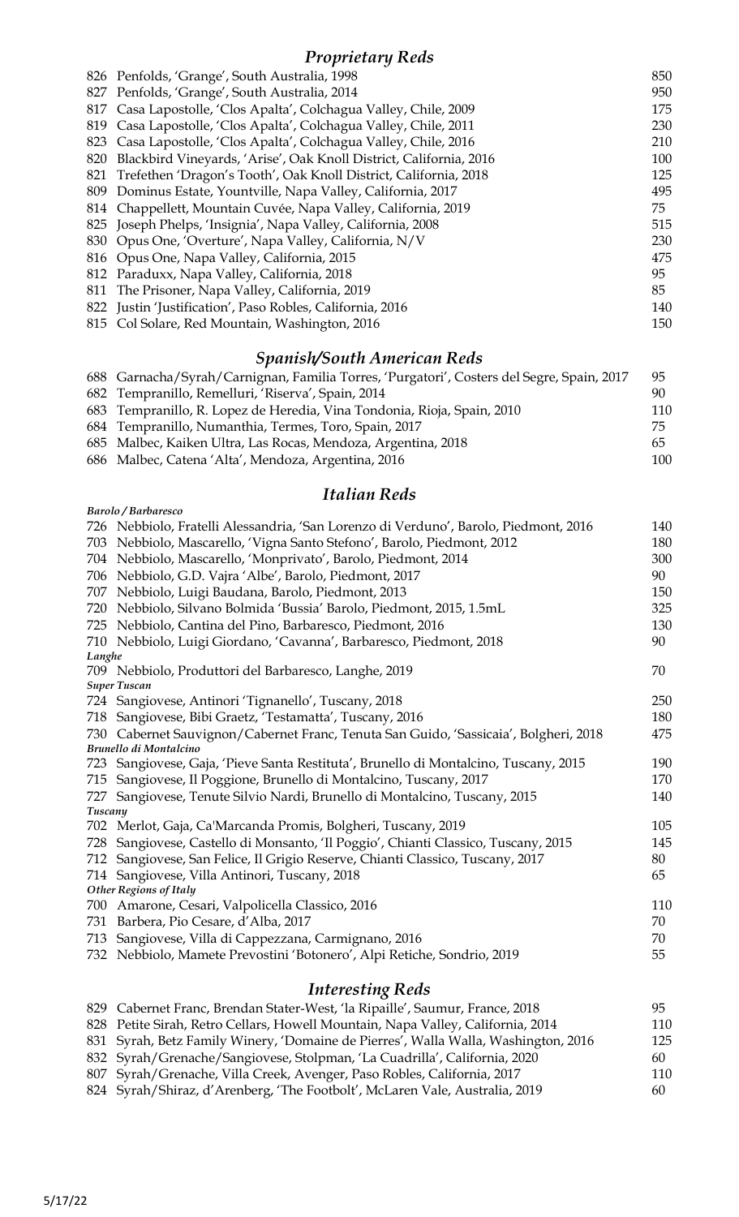## *Proprietary Reds*

| | | |
|---|---|---|
| 826 | Penfolds, 'Grange', South Australia, 1998 | 850 |
| 827 | Penfolds, 'Grange', South Australia, 2014 | 950 |
| 817 | Casa Lapostolle, 'Clos Apalta', Colchagua Valley, Chile, 2009 | 175 |
| 819 | Casa Lapostolle, 'Clos Apalta', Colchagua Valley, Chile, 2011 | 230 |
| 823 | Casa Lapostolle, 'Clos Apalta', Colchagua Valley, Chile, 2016 | 210 |
| 820 | Blackbird Vineyards, 'Arise', Oak Knoll District, California, 2016 | 100 |
| 821 | Trefethen 'Dragon's Tooth', Oak Knoll District, California, 2018 | 125 |
| 809 | Dominus Estate, Yountville, Napa Valley, California, 2017 | 495 |
| 814 | Chappellett, Mountain Cuvée, Napa Valley, California, 2019 | 75 |
| 825 | Joseph Phelps, 'Insignia', Napa Valley, California, 2008 | 515 |
| 830 | Opus One, 'Overture', Napa Valley, California, N/V | 230 |
| 816 | Opus One, Napa Valley, California, 2015 | 475 |
| 812 | Paraduxx, Napa Valley, California, 2018 | 95 |
| 811 | The Prisoner, Napa Valley, California, 2019 | 85 |
| 822 | Justin 'Justification', Paso Robles, California, 2016 | 140 |
| 815 | Col Solare, Red Mountain, Washington, 2016 | 150 |

## *Spanish/South American Reds*

| | | |
|---|---|---|
| 688 | Garnacha/Syrah/Carnignan, Familia Torres, 'Purgatori', Costers del Segre, Spain, 2017 | 95 |
| 682 | Tempranillo, Remelluri, 'Riserva', Spain, 2014 | 90 |
| 683 | Tempranillo, R. Lopez de Heredia, Vina Tondonia, Rioja, Spain, 2010 | 110 |
| 684 | Tempranillo, Numanthia, Termes, Toro, Spain, 2017 | 75 |
| 685 | Malbec, Kaiken Ultra, Las Rocas, Mendoza, Argentina, 2018 | 65 |
| 686 | Malbec, Catena 'Alta', Mendoza, Argentina, 2016 | 100 |

## *Italian Reds*

| | | |
|---|---|---|
| | ***Barolo / Barbaresco*** | |
| 726 | Nebbiolo, Fratelli Alessandria, 'San Lorenzo di Verduno', Barolo, Piedmont, 2016 | 140 |
| 703 | Nebbiolo, Mascarello, 'Vigna Santo Stefono', Barolo, Piedmont, 2012 | 180 |
| 704 | Nebbiolo, Mascarello, 'Monprivato', Barolo, Piedmont, 2014 | 300 |
| 706 | Nebbiolo, G.D. Vajra 'Albe', Barolo, Piedmont, 2017 | 90 |
| 707 | Nebbiolo, Luigi Baudana, Barolo, Piedmont, 2013 | 150 |
| 720 | Nebbiolo, Silvano Bolmida 'Bussia' Barolo, Piedmont, 2015, 1.5mL | 325 |
| 725 | Nebbiolo, Cantina del Pino, Barbaresco, Piedmont, 2016 | 130 |
| 710 | Nebbiolo, Luigi Giordano, 'Cavanna', Barbaresco, Piedmont, 2018 | 90 |
| | ***Langhe*** | |
| 709 | Nebbiolo, Produttori del Barbaresco, Langhe, 2019 | 70 |
| | ***Super Tuscan*** | |
| 724 | Sangiovese, Antinori 'Tignanello', Tuscany, 2018 | 250 |
| 718 | Sangiovese, Bibi Graetz, 'Testamatta', Tuscany, 2016 | 180 |
| 730 | Cabernet Sauvignon/Cabernet Franc, Tenuta San Guido, 'Sassicaia', Bolgheri, 2018 | 475 |
| | ***Brunello di Montalcino*** | |
| 723 | Sangiovese, Gaja, 'Pieve Santa Restituta', Brunello di Montalcino, Tuscany, 2015 | 190 |
| 715 | Sangiovese, Il Poggione, Brunello di Montalcino, Tuscany, 2017 | 170 |
| 727 | Sangiovese, Tenute Silvio Nardi, Brunello di Montalcino, Tuscany, 2015 | 140 |
| | ***Tuscany*** | |
| 702 | Merlot, Gaja, Ca'Marcanda Promis, Bolgheri, Tuscany, 2019 | 105 |
| 728 | Sangiovese, Castello di Monsanto, 'Il Poggio', Chianti Classico, Tuscany, 2015 | 145 |
| 712 | Sangiovese, San Felice, Il Grigio Reserve, Chianti Classico, Tuscany, 2017 | 80 |
| 714 | Sangiovese, Villa Antinori, Tuscany, 2018 | 65 |
| | ***Other Regions of Italy*** | |
| 700 | Amarone, Cesari, Valpolicella Classico, 2016 | 110 |
| 731 | Barbera, Pio Cesare, d'Alba, 2017 | 70 |
| 713 | Sangiovese, Villa di Cappezzana, Carmignano, 2016 | 70 |
| 732 | Nebbiolo, Mamete Prevostini 'Botonero', Alpi Retiche, Sondrio, 2019 | 55 |

## *Interesting Reds*

| | | |
|---|---|---|
| 829 | Cabernet Franc, Brendan Stater-West, 'la Ripaille', Saumur, France, 2018 | 95 |
| 828 | Petite Sirah, Retro Cellars, Howell Mountain, Napa Valley, California, 2014 | 110 |
| 831 | Syrah, Betz Family Winery, 'Domaine de Pierres', Walla Walla, Washington, 2016 | 125 |
| 832 | Syrah/Grenache/Sangiovese, Stolpman, 'La Cuadrilla', California, 2020 | 60 |
| 807 | Syrah/Grenache, Villa Creek, Avenger, Paso Robles, California, 2017 | 110 |
| 824 | Syrah/Shiraz, d'Arenberg, 'The Footbolt', McLaren Vale, Australia, 2019 | 60 |

5/17/22